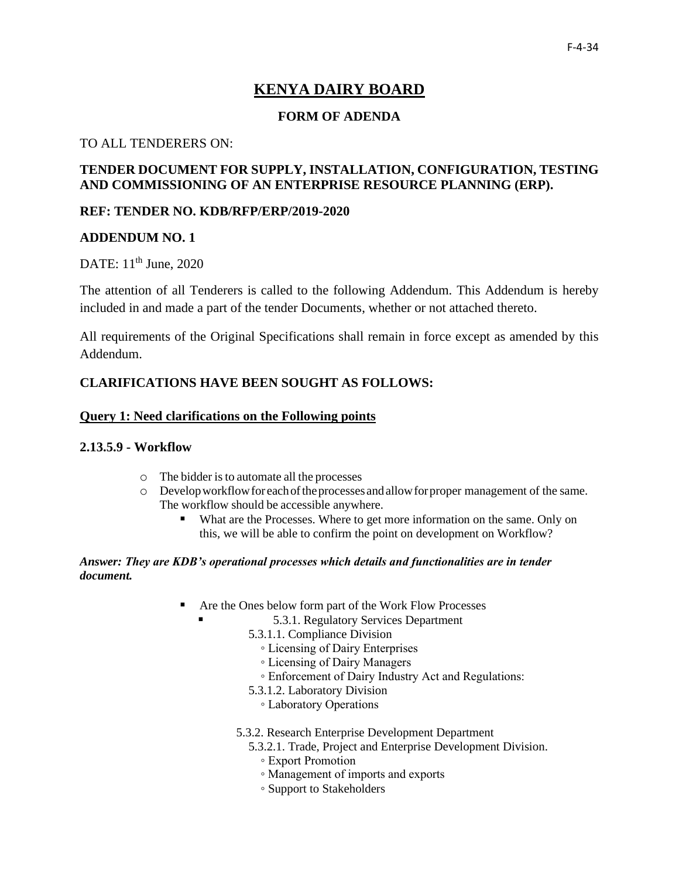# KENYA DAIRY BOARD

## FORM OF ADENDA

TO ALL TENDERERS ON:

**TENDER DOCUMENT FOR SUPPLY, INSTALLATION, CONFIGURATION, TESTING AND COMMISSIONING OF AN ENTERPRISE RESOURCE PLANNING (ERP).**

**REF: TENDER NO. KDB/RFP/ERP/2019-2020**

**ADDENDUM NO. 1**

DATE: 11th June, 2020

The attention of all Tenderers is called to the following Addendum. This Addendum is hereby included in and made a part of the tender Documents, whether or not attached thereto.

All requirements of the Original Specifications shall remain in force except as amended by this Addendum.

**CLARIFICATIONS HAVE BEEN SOUGHT AS FOLLOWS:**

**Query 1: Need clarifications on the Following points**

**2.13.5.9 - Workflow**

- The bidder is to automate all the processes
- Develop workflow for each of the processes and allow for proper management of the same. The workflow should be accessible anywhere.
  - What are the Processes. Where to get more information on the same. Only on this, we will be able to confirm the point on development on Workflow?

***Answer: They are KDB's operational processes which details and functionalities are in tender document.***

- Are the Ones below form part of the Work Flow Processes
  - 5.3.1. Regulatory Services Department
    - 5.3.1.1. Compliance Division
      - Licensing of Dairy Enterprises
      - Licensing of Dairy Managers
      - Enforcement of Dairy Industry Act and Regulations:
    - 5.3.1.2. Laboratory Division
      - Laboratory Operations
  - 5.3.2. Research Enterprise Development Department
    - 5.3.2.1. Trade, Project and Enterprise Development Division.
      - Export Promotion
      - Management of imports and exports
      - Support to Stakeholders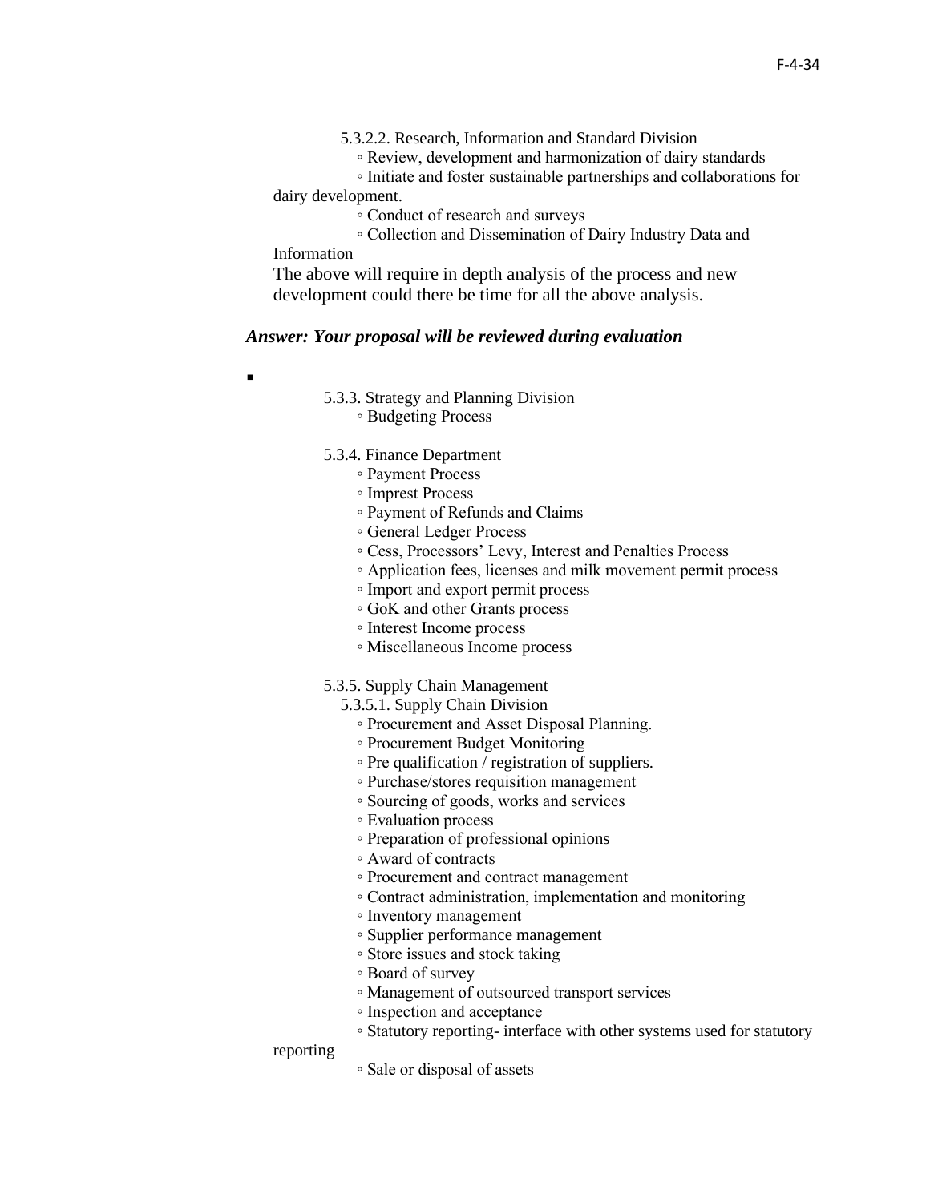5.3.2.2. Research, Information and Standard Division

- Review, development and harmonization of dairy standards
- Initiate and foster sustainable partnerships and collaborations for dairy development.
- Conduct of research and surveys
- Collection and Dissemination of Dairy Industry Data and Information

The above will require in depth analysis of the process and new development could there be time for all the above analysis.

***Answer: Your proposal will be reviewed during evaluation***

▪

5.3.3. Strategy and Planning Division

- Budgeting Process

5.3.4. Finance Department

- Payment Process
- Imprest Process
- Payment of Refunds and Claims
- General Ledger Process
- Cess, Processors' Levy, Interest and Penalties Process
- Application fees, licenses and milk movement permit process
- Import and export permit process
- GoK and other Grants process
- Interest Income process
- Miscellaneous Income process

5.3.5. Supply Chain Management

5.3.5.1. Supply Chain Division

- Procurement and Asset Disposal Planning.
- Procurement Budget Monitoring
- Pre qualification / registration of suppliers.
- Purchase/stores requisition management
- Sourcing of goods, works and services
- Evaluation process
- Preparation of professional opinions
- Award of contracts
- Procurement and contract management
- Contract administration, implementation and monitoring
- Inventory management
- Supplier performance management
- Store issues and stock taking
- Board of survey
- Management of outsourced transport services
- Inspection and acceptance
- Statutory reporting- interface with other systems used for statutory reporting
- Sale or disposal of assets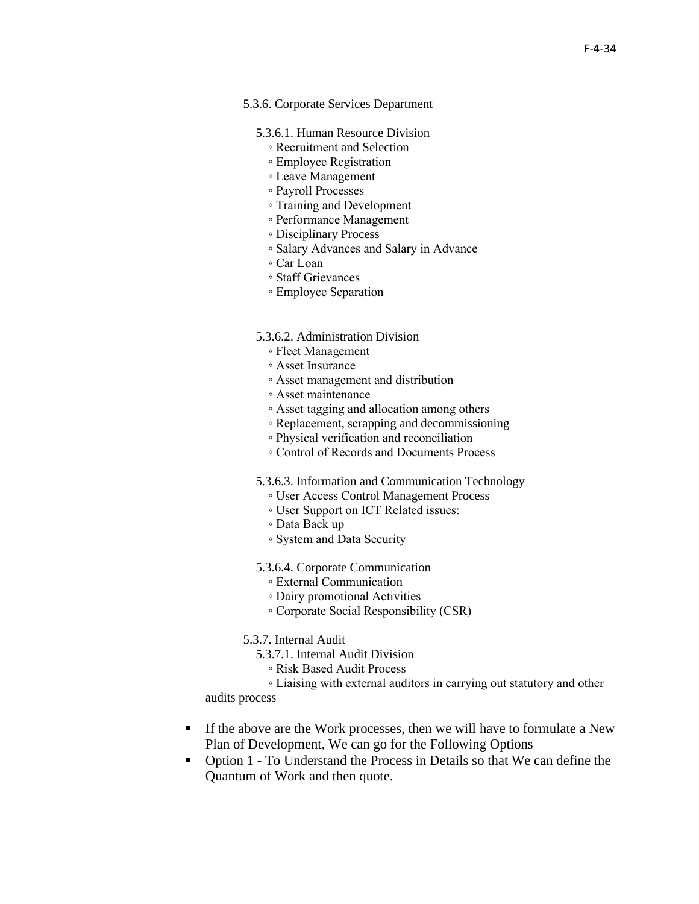5.3.6. Corporate Services Department

5.3.6.1. Human Resource Division

- ◦ Recruitment and Selection
- ◦ Employee Registration
- ◦ Leave Management
- ◦ Payroll Processes
- ◦ Training and Development
- ◦ Performance Management
- ◦ Disciplinary Process
- ◦ Salary Advances and Salary in Advance
- ◦ Car Loan
- ◦ Staff Grievances
- ◦ Employee Separation

5.3.6.2. Administration Division

- ◦ Fleet Management
- ◦ Asset Insurance
- ◦ Asset management and distribution
- ◦ Asset maintenance
- ◦ Asset tagging and allocation among others
- ◦ Replacement, scrapping and decommissioning
- ◦ Physical verification and reconciliation
- ◦ Control of Records and Documents Process

5.3.6.3. Information and Communication Technology

- ◦ User Access Control Management Process
- ◦ User Support on ICT Related issues:
- ◦ Data Back up
- ◦ System and Data Security

5.3.6.4. Corporate Communication

- ◦ External Communication
- ◦ Dairy promotional Activities
- ◦ Corporate Social Responsibility (CSR)

5.3.7. Internal Audit

5.3.7.1. Internal Audit Division

- ◦ Risk Based Audit Process
- ◦ Liaising with external auditors in carrying out statutory and other audits process

- ▪ If the above are the Work processes, then we will have to formulate a New Plan of Development, We can go for the Following Options
- ▪ Option 1 - To Understand the Process in Details so that We can define the Quantum of Work and then quote.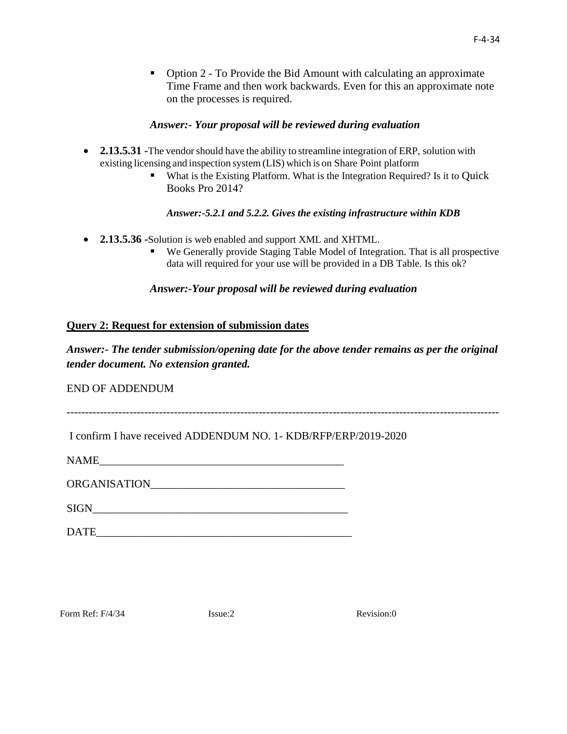- Option 2 - To Provide the Bid Amount with calculating an approximate Time Frame and then work backwards. Even for this an approximate note on the processes is required.

  ***Answer:- Your proposal will be reviewed during evaluation***

- **2.13.5.31 -**The vendor should have the ability to streamline integration of ERP, solution with existing licensing and inspection system (LIS) which is on Share Point platform
  - What is the Existing Platform. What is the Integration Required? Is it to Quick Books Pro 2014?

    ***Answer:-5.2.1 and 5.2.2. Gives the existing infrastructure within KDB***

- **2.13.5.36 -**Solution is web enabled and support XML and XHTML.
  - We Generally provide Staging Table Model of Integration. That is all prospective data will required for your use will be provided in a DB Table. Is this ok?

  ***Answer:-Your proposal will be reviewed during evaluation***

**Query 2: Request for extension of submission dates**

***Answer:- The tender submission/opening date for the above tender remains as per the original tender document. No extension granted.***

END OF ADDENDUM

---

I confirm I have received ADDENDUM NO. 1- KDB/RFP/ERP/2019-2020

NAME_____________________________________________

ORGANISATION___________________________________

SIGN______________________________________________

DATE______________________________________________

Form Ref: F/4/34 Issue:2 Revision:0